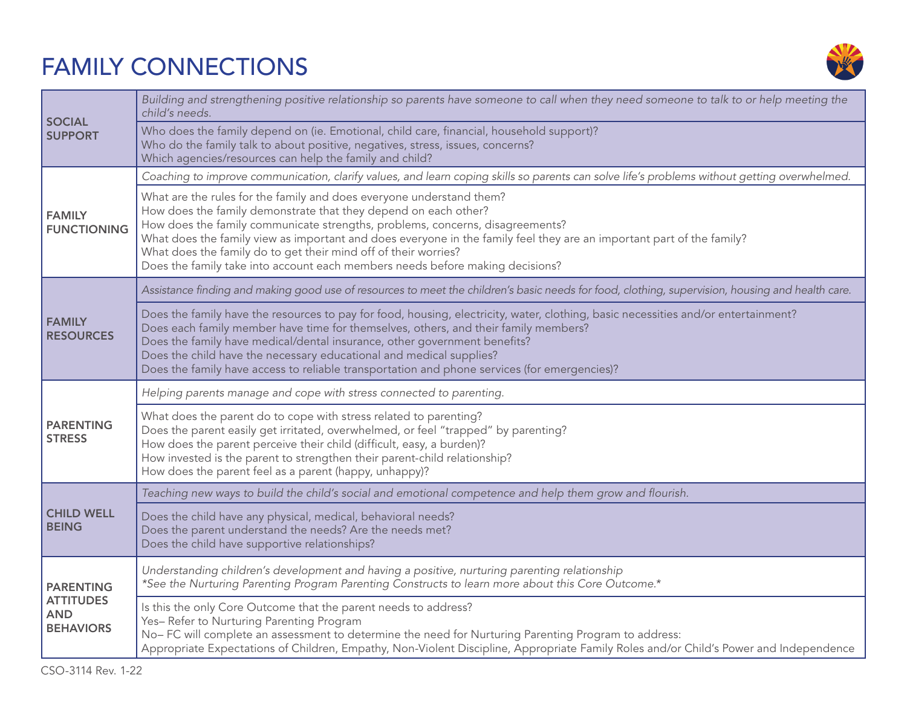# FAMILY CONNECTIONS

| | |
|---|---|
| **SOCIAL SUPPORT** | *Building and strengthening positive relationship so parents have someone to call when they need someone to talk to or help meeting the child's needs.* |
| | Who does the family depend on (ie. Emotional, child care, financial, household support)?<br>Who do the family talk to about positive, negatives, stress, issues, concerns?<br>Which agencies/resources can help the family and child? |
| **FAMILY FUNCTIONING** | *Coaching to improve communication, clarify values, and learn coping skills so parents can solve life's problems without getting overwhelmed.* |
| | What are the rules for the family and does everyone understand them?<br>How does the family demonstrate that they depend on each other?<br>How does the family communicate strengths, problems, concerns, disagreements?<br>What does the family view as important and does everyone in the family feel they are an important part of the family?<br>What does the family do to get their mind off of their worries?<br>Does the family take into account each members needs before making decisions? |
| **FAMILY RESOURCES** | *Assistance finding and making good use of resources to meet the children's basic needs for food, clothing, supervision, housing and health care.* |
| | Does the family have the resources to pay for food, housing, electricity, water, clothing, basic necessities and/or entertainment?<br>Does each family member have time for themselves, others, and their family members?<br>Does the family have medical/dental insurance, other government benefits?<br>Does the child have the necessary educational and medical supplies?<br>Does the family have access to reliable transportation and phone services (for emergencies)? |
| **PARENTING STRESS** | *Helping parents manage and cope with stress connected to parenting.* |
| | What does the parent do to cope with stress related to parenting?<br>Does the parent easily get irritated, overwhelmed, or feel "trapped" by parenting?<br>How does the parent perceive their child (difficult, easy, a burden)?<br>How invested is the parent to strengthen their parent-child relationship?<br>How does the parent feel as a parent (happy, unhappy)? |
| **CHILD WELL BEING** | *Teaching new ways to build the child's social and emotional competence and help them grow and flourish.* |
| | Does the child have any physical, medical, behavioral needs?<br>Does the parent understand the needs? Are the needs met?<br>Does the child have supportive relationships? |
| **PARENTING ATTITUDES AND BEHAVIORS** | *Understanding children's development and having a positive, nurturing parenting relationship*<br>*\*See the Nurturing Parenting Program Parenting Constructs to learn more about this Core Outcome.\** |
| | Is this the only Core Outcome that the parent needs to address?<br>Yes– Refer to Nurturing Parenting Program<br>No– FC will complete an assessment to determine the need for Nurturing Parenting Program to address:<br>Appropriate Expectations of Children, Empathy, Non-Violent Discipline, Appropriate Family Roles and/or Child's Power and Independence |

CSO-3114 Rev. 1-22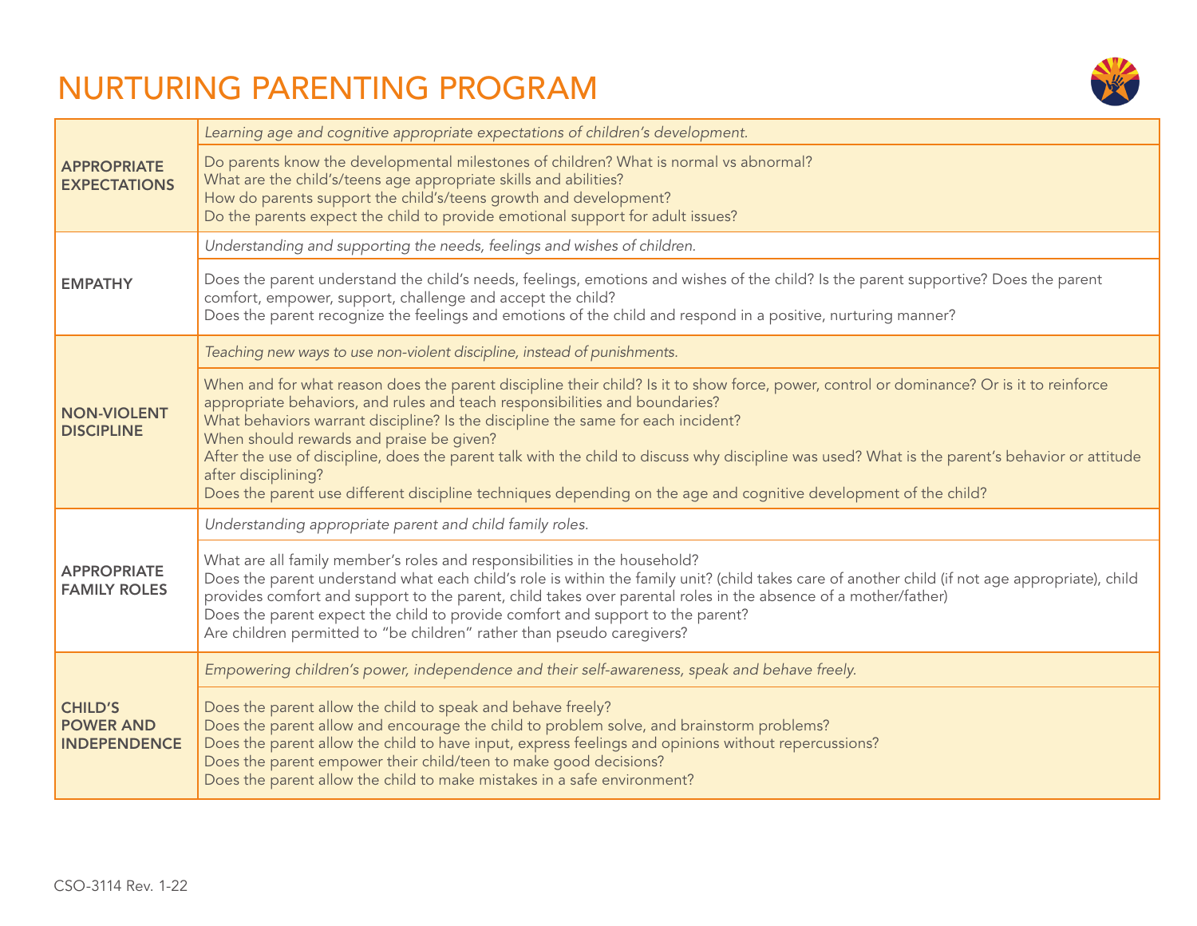# NURTURING PARENTING PROGRAM

| | |
|---|---|
| **APPROPRIATE EXPECTATIONS** | *Learning age and cognitive appropriate expectations of children's development.* |
| | Do parents know the developmental milestones of children? What is normal vs abnormal?<br>What are the child's/teens age appropriate skills and abilities?<br>How do parents support the child's/teens growth and development?<br>Do the parents expect the child to provide emotional support for adult issues? |
| **EMPATHY** | *Understanding and supporting the needs, feelings and wishes of children.* |
| | Does the parent understand the child's needs, feelings, emotions and wishes of the child? Is the parent supportive? Does the parent comfort, empower, support, challenge and accept the child?<br>Does the parent recognize the feelings and emotions of the child and respond in a positive, nurturing manner? |
| **NON-VIOLENT DISCIPLINE** | *Teaching new ways to use non-violent discipline, instead of punishments.* |
| | When and for what reason does the parent discipline their child? Is it to show force, power, control or dominance? Or is it to reinforce appropriate behaviors, and rules and teach responsibilities and boundaries?<br>What behaviors warrant discipline? Is the discipline the same for each incident?<br>When should rewards and praise be given?<br>After the use of discipline, does the parent talk with the child to discuss why discipline was used? What is the parent's behavior or attitude after disciplining?<br>Does the parent use different discipline techniques depending on the age and cognitive development of the child? |
| **APPROPRIATE FAMILY ROLES** | *Understanding appropriate parent and child family roles.* |
| | What are all family member's roles and responsibilities in the household?<br>Does the parent understand what each child's role is within the family unit? (child takes care of another child (if not age appropriate), child provides comfort and support to the parent, child takes over parental roles in the absence of a mother/father)<br>Does the parent expect the child to provide comfort and support to the parent?<br>Are children permitted to "be children" rather than pseudo caregivers? |
| **CHILD'S POWER AND INDEPENDENCE** | *Empowering children's power, independence and their self-awareness, speak and behave freely.* |
| | Does the parent allow the child to speak and behave freely?<br>Does the parent allow and encourage the child to problem solve, and brainstorm problems?<br>Does the parent allow the child to have input, express feelings and opinions without repercussions?<br>Does the parent empower their child/teen to make good decisions?<br>Does the parent allow the child to make mistakes in a safe environment? |

CSO-3114 Rev. 1-22